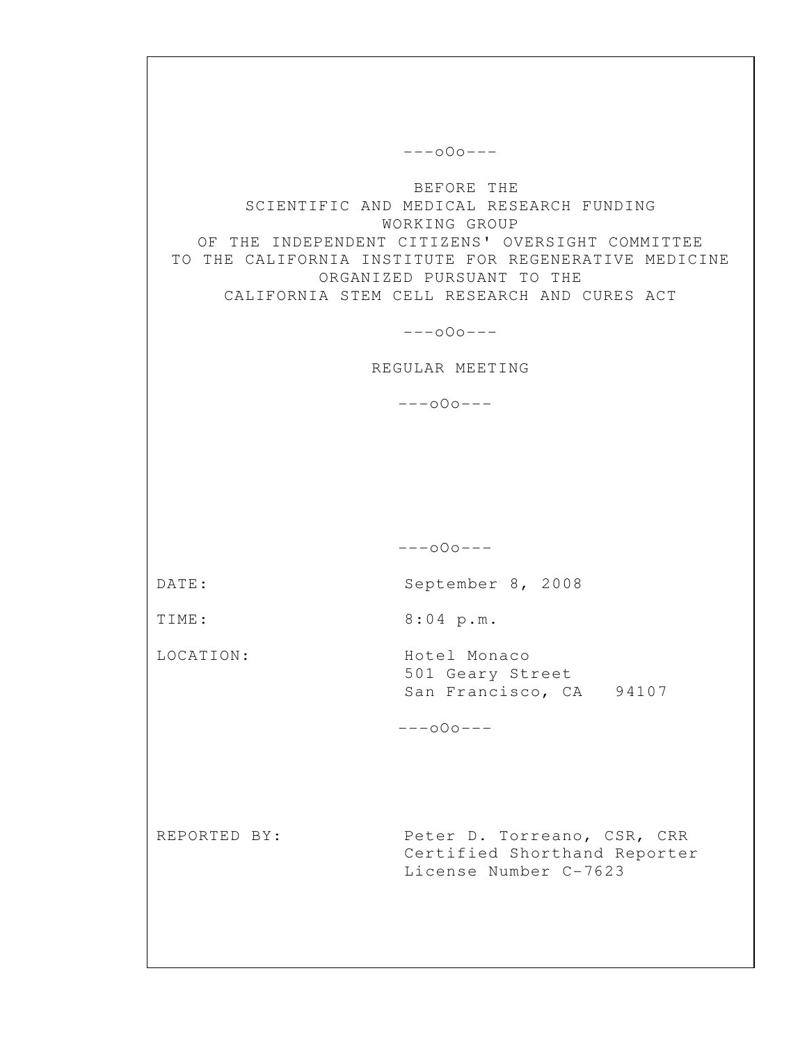---oOo---

BEFORE THE
SCIENTIFIC AND MEDICAL RESEARCH FUNDING
WORKING GROUP
OF THE INDEPENDENT CITIZENS' OVERSIGHT COMMITTEE
TO THE CALIFORNIA INSTITUTE FOR REGENERATIVE MEDICINE
ORGANIZED PURSUANT TO THE
CALIFORNIA STEM CELL RESEARCH AND CURES ACT

---oOo---

REGULAR MEETING

---oOo---

---oOo---

DATE: September 8, 2008

TIME: 8:04 p.m.

LOCATION: Hotel Monaco
501 Geary Street
San Francisco, CA 94107

---oOo---

REPORTED BY: Peter D. Torreano, CSR, CRR
Certified Shorthand Reporter
License Number C-7623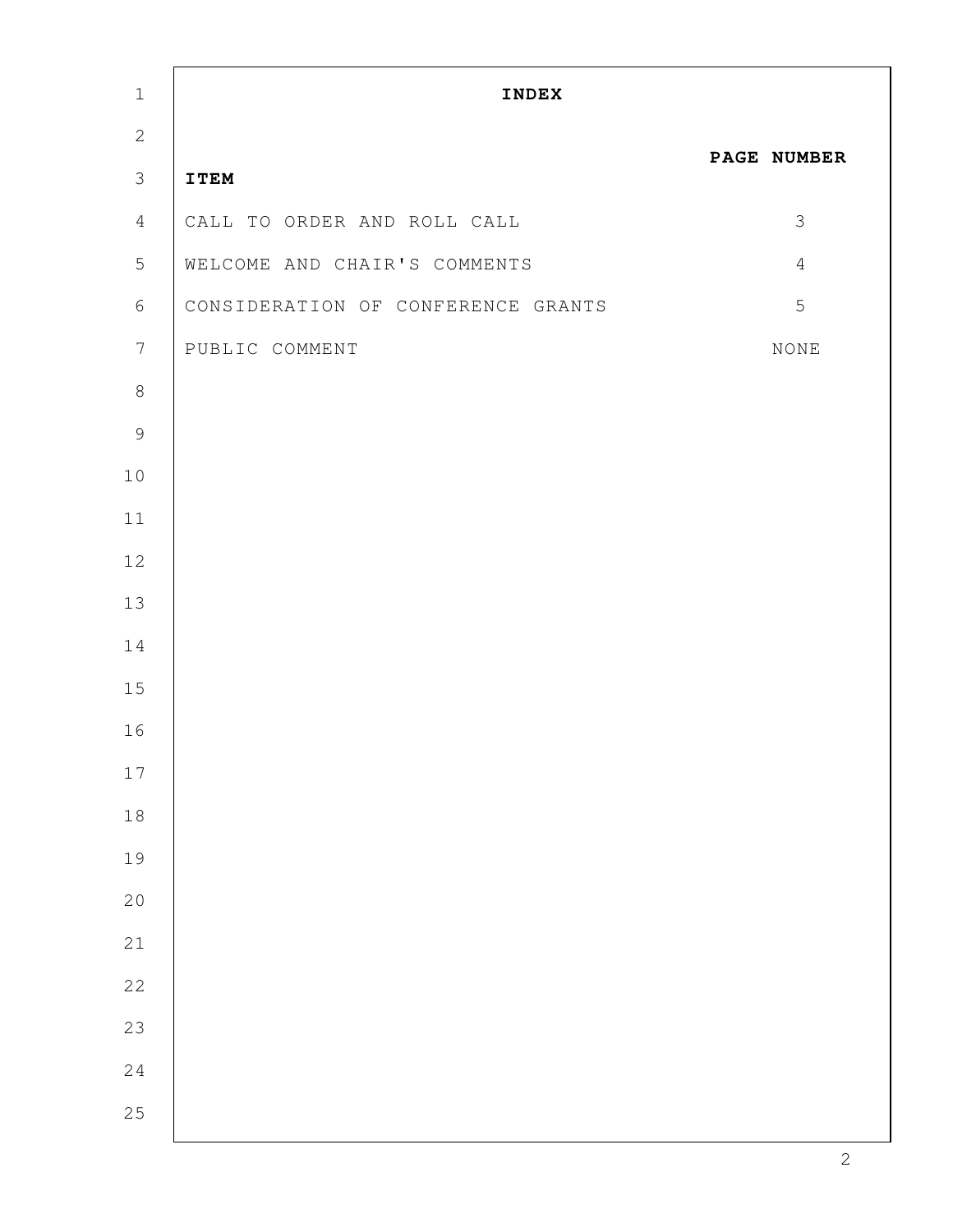# INDEX

| ITEM | PAGE NUMBER |
| --- | --- |
| CALL TO ORDER AND ROLL CALL | 3 |
| WELCOME AND CHAIR'S COMMENTS | 4 |
| CONSIDERATION OF CONFERENCE GRANTS | 5 |
| PUBLIC COMMENT | NONE |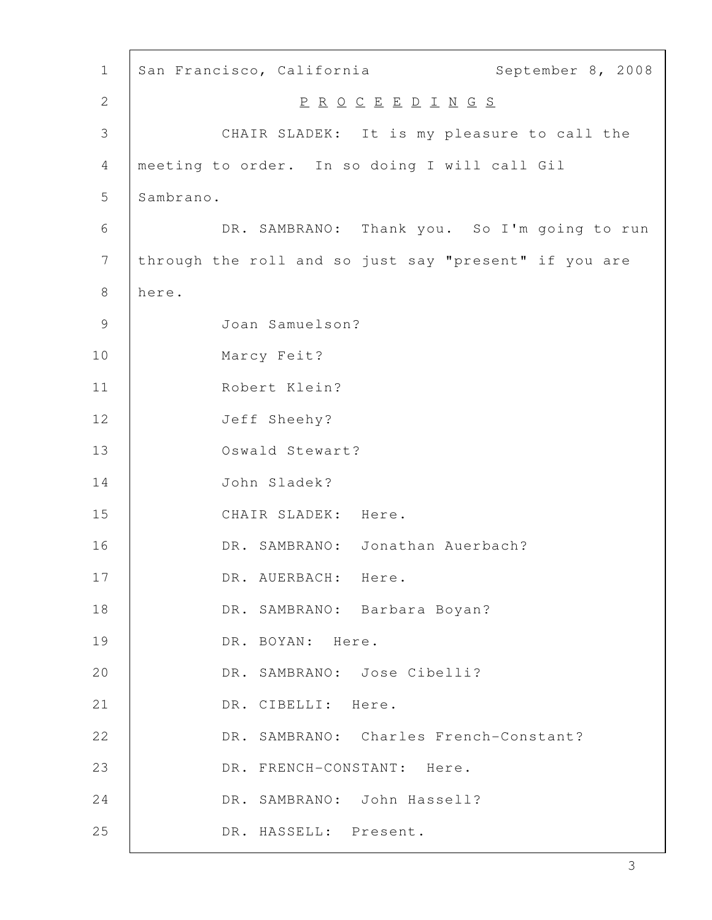San Francisco, California September 8, 2008

P R O C E E D I N G S

CHAIR SLADEK: It is my pleasure to call the meeting to order. In so doing I will call Gil Sambrano.

DR. SAMBRANO: Thank you. So I'm going to run through the roll and so just say "present" if you are here.

Joan Samuelson?

Marcy Feit?

Robert Klein?

Jeff Sheehy?

Oswald Stewart?

John Sladek?

CHAIR SLADEK: Here.

DR. SAMBRANO: Jonathan Auerbach?

DR. AUERBACH: Here.

DR. SAMBRANO: Barbara Boyan?

DR. BOYAN: Here.

DR. SAMBRANO: Jose Cibelli?

DR. CIBELLI: Here.

DR. SAMBRANO: Charles French-Constant?

DR. FRENCH-CONSTANT: Here.

DR. SAMBRANO: John Hassell?

DR. HASSELL: Present.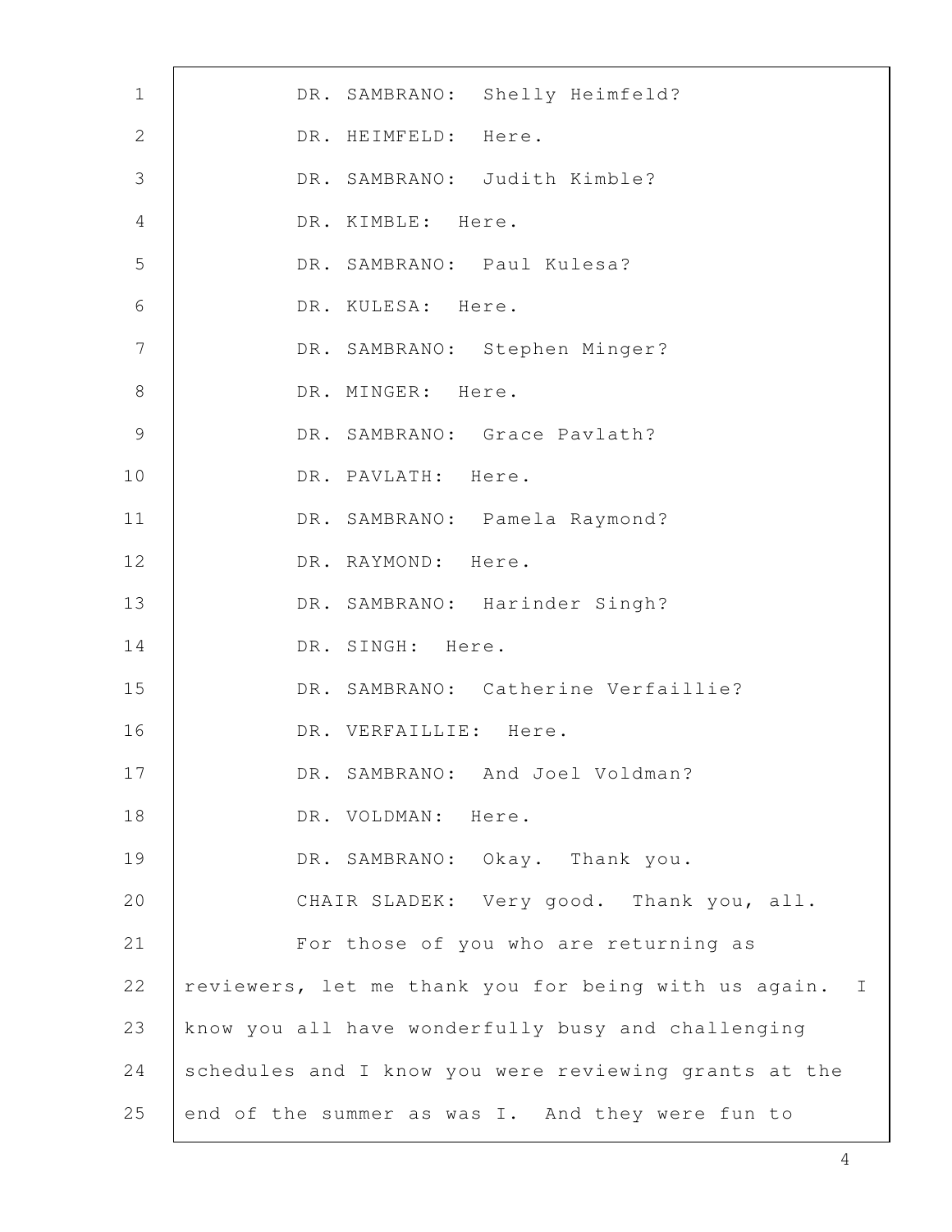DR. SAMBRANO: Shelly Heimfeld?

DR. HEIMFELD: Here.

DR. SAMBRANO: Judith Kimble?

DR. KIMBLE: Here.

DR. SAMBRANO: Paul Kulesa?

DR. KULESA: Here.

DR. SAMBRANO: Stephen Minger?

DR. MINGER: Here.

DR. SAMBRANO: Grace Pavlath?

DR. PAVLATH: Here.

DR. SAMBRANO: Pamela Raymond?

DR. RAYMOND: Here.

DR. SAMBRANO: Harinder Singh?

DR. SINGH: Here.

DR. SAMBRANO: Catherine Verfaillie?

DR. VERFAILLIE: Here.

DR. SAMBRANO: And Joel Voldman?

DR. VOLDMAN: Here.

DR. SAMBRANO: Okay. Thank you.

CHAIR SLADEK: Very good. Thank you, all.

For those of you who are returning as reviewers, let me thank you for being with us again. I know you all have wonderfully busy and challenging schedules and I know you were reviewing grants at the end of the summer as was I. And they were fun to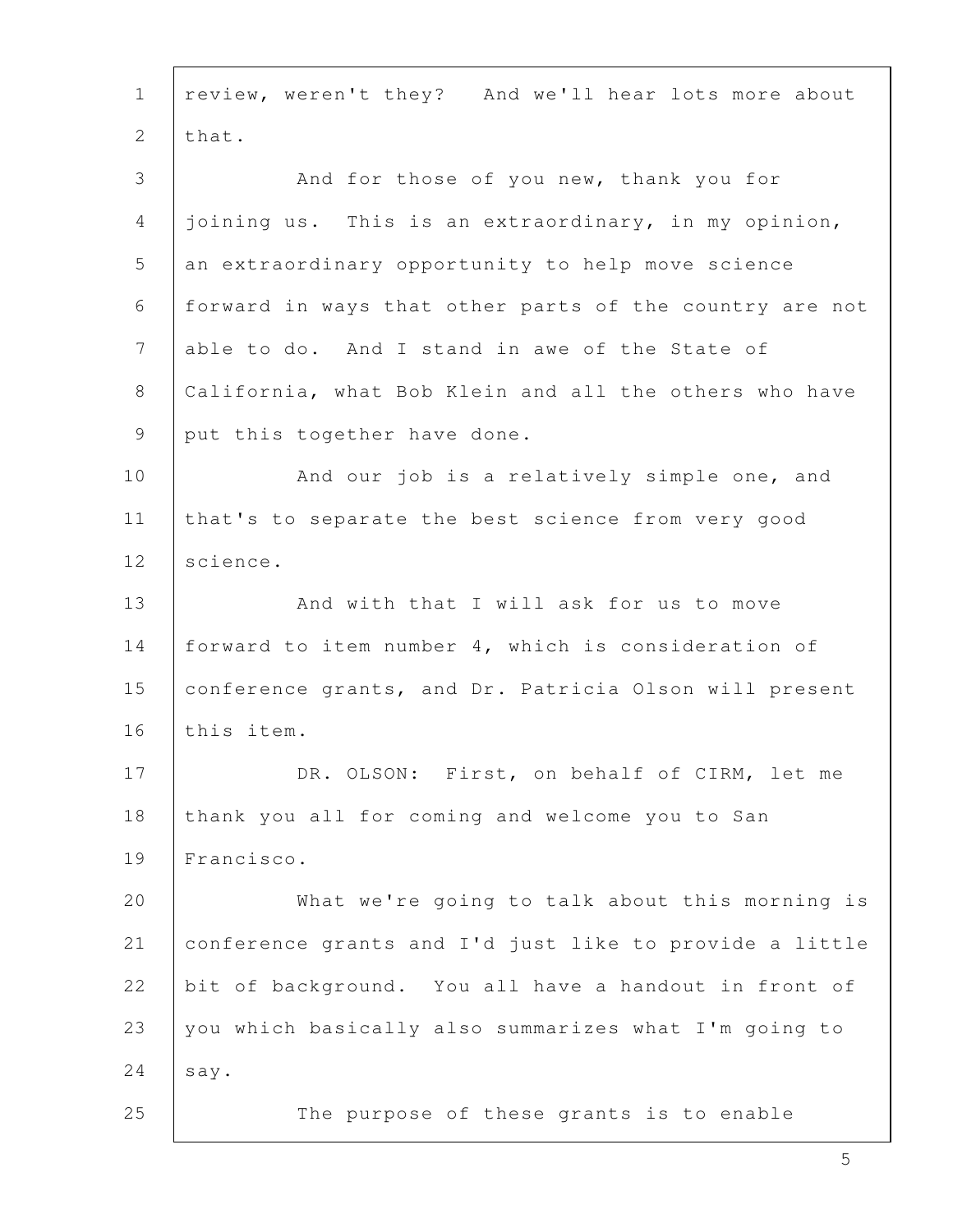review, weren't they? And we'll hear lots more about that.

And for those of you new, thank you for joining us. This is an extraordinary, in my opinion, an extraordinary opportunity to help move science forward in ways that other parts of the country are not able to do. And I stand in awe of the State of California, what Bob Klein and all the others who have put this together have done.

And our job is a relatively simple one, and that's to separate the best science from very good science.

And with that I will ask for us to move forward to item number 4, which is consideration of conference grants, and Dr. Patricia Olson will present this item.

DR. OLSON: First, on behalf of CIRM, let me thank you all for coming and welcome you to San Francisco.

What we're going to talk about this morning is conference grants and I'd just like to provide a little bit of background. You all have a handout in front of you which basically also summarizes what I'm going to say.

The purpose of these grants is to enable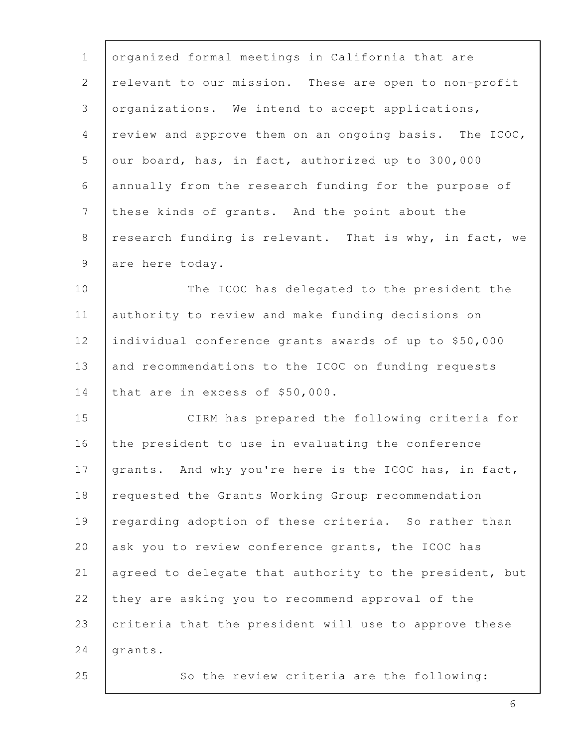organized formal meetings in California that are relevant to our mission. These are open to non-profit organizations. We intend to accept applications, review and approve them on an ongoing basis. The ICOC, our board, has, in fact, authorized up to 300,000 annually from the research funding for the purpose of these kinds of grants. And the point about the research funding is relevant. That is why, in fact, we are here today.

The ICOC has delegated to the president the authority to review and make funding decisions on individual conference grants awards of up to $50,000 and recommendations to the ICOC on funding requests that are in excess of $50,000.

CIRM has prepared the following criteria for the president to use in evaluating the conference grants. And why you're here is the ICOC has, in fact, requested the Grants Working Group recommendation regarding adoption of these criteria. So rather than ask you to review conference grants, the ICOC has agreed to delegate that authority to the president, but they are asking you to recommend approval of the criteria that the president will use to approve these grants.

So the review criteria are the following: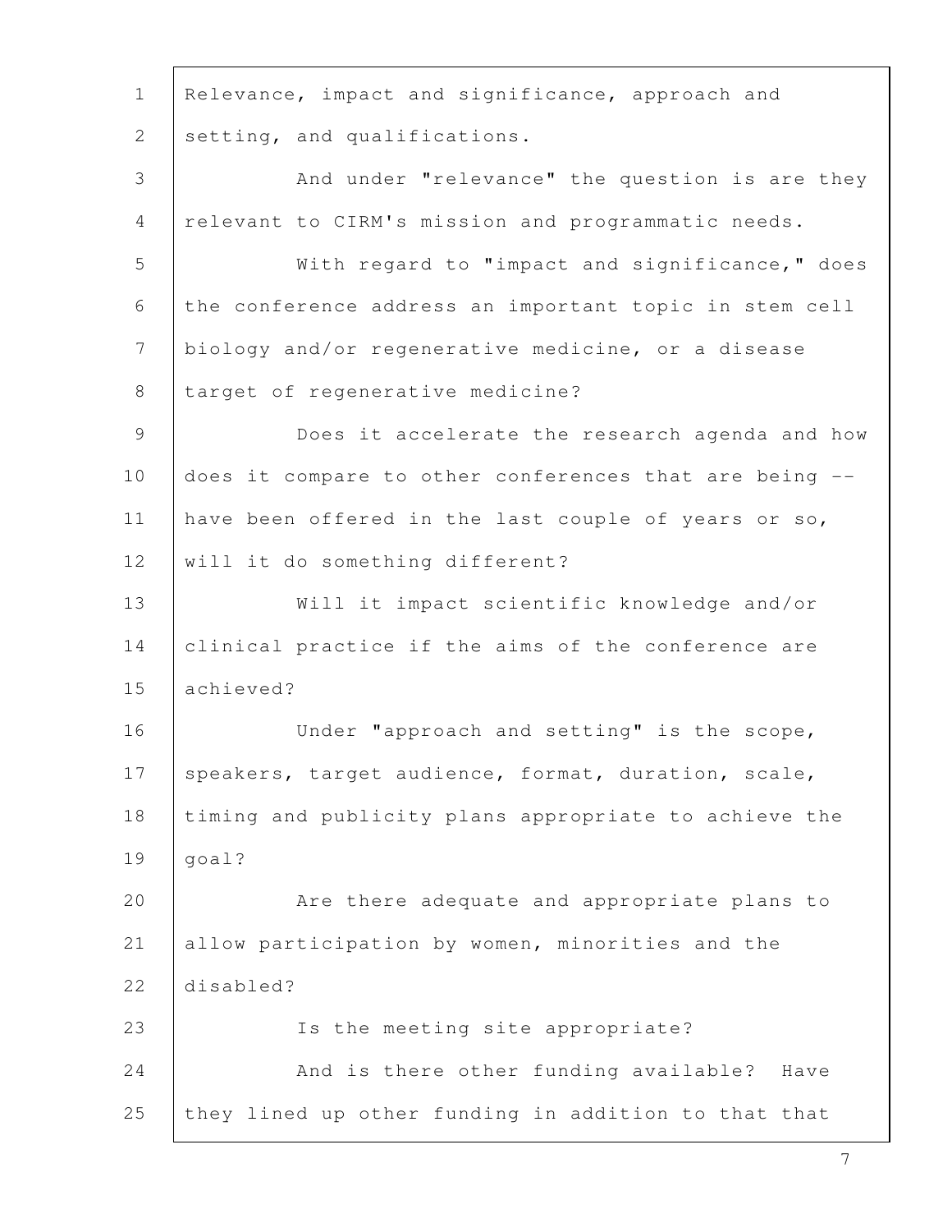Relevance, impact and significance, approach and setting, and qualifications.

And under "relevance" the question is are they relevant to CIRM's mission and programmatic needs.

With regard to "impact and significance," does the conference address an important topic in stem cell biology and/or regenerative medicine, or a disease target of regenerative medicine?

Does it accelerate the research agenda and how does it compare to other conferences that are being -- have been offered in the last couple of years or so, will it do something different?

Will it impact scientific knowledge and/or clinical practice if the aims of the conference are achieved?

Under "approach and setting" is the scope, speakers, target audience, format, duration, scale, timing and publicity plans appropriate to achieve the goal?

Are there adequate and appropriate plans to allow participation by women, minorities and the disabled?

Is the meeting site appropriate?

And is there other funding available? Have they lined up other funding in addition to that that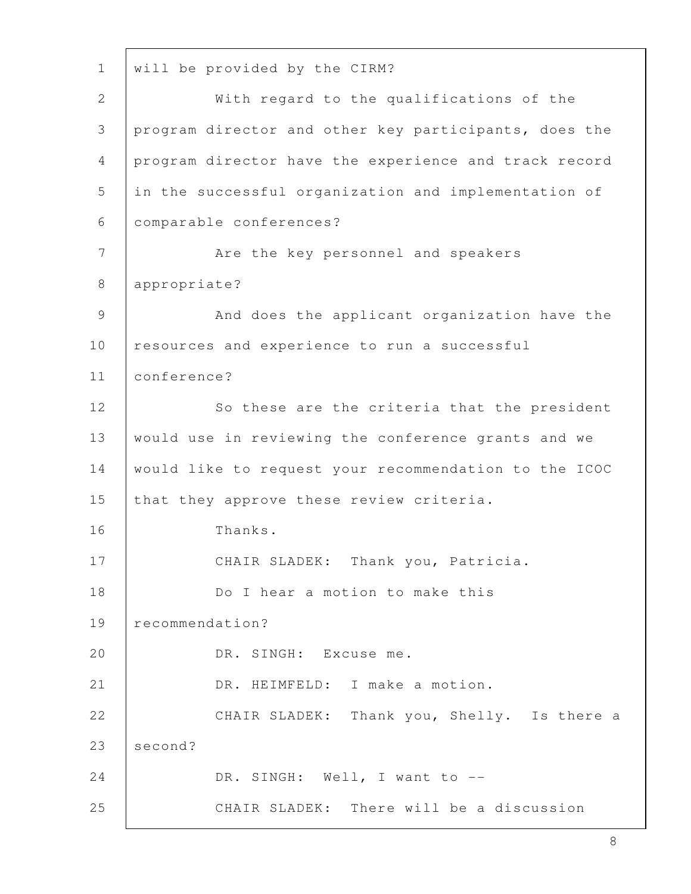will be provided by the CIRM?

With regard to the qualifications of the program director and other key participants, does the program director have the experience and track record in the successful organization and implementation of comparable conferences?

Are the key personnel and speakers appropriate?

And does the applicant organization have the resources and experience to run a successful conference?

So these are the criteria that the president would use in reviewing the conference grants and we would like to request your recommendation to the ICOC that they approve these review criteria.

Thanks.

CHAIR SLADEK: Thank you, Patricia.

Do I hear a motion to make this recommendation?

DR. SINGH: Excuse me.

DR. HEIMFELD: I make a motion.

CHAIR SLADEK: Thank you, Shelly. Is there a second?

DR. SINGH: Well, I want to --

CHAIR SLADEK: There will be a discussion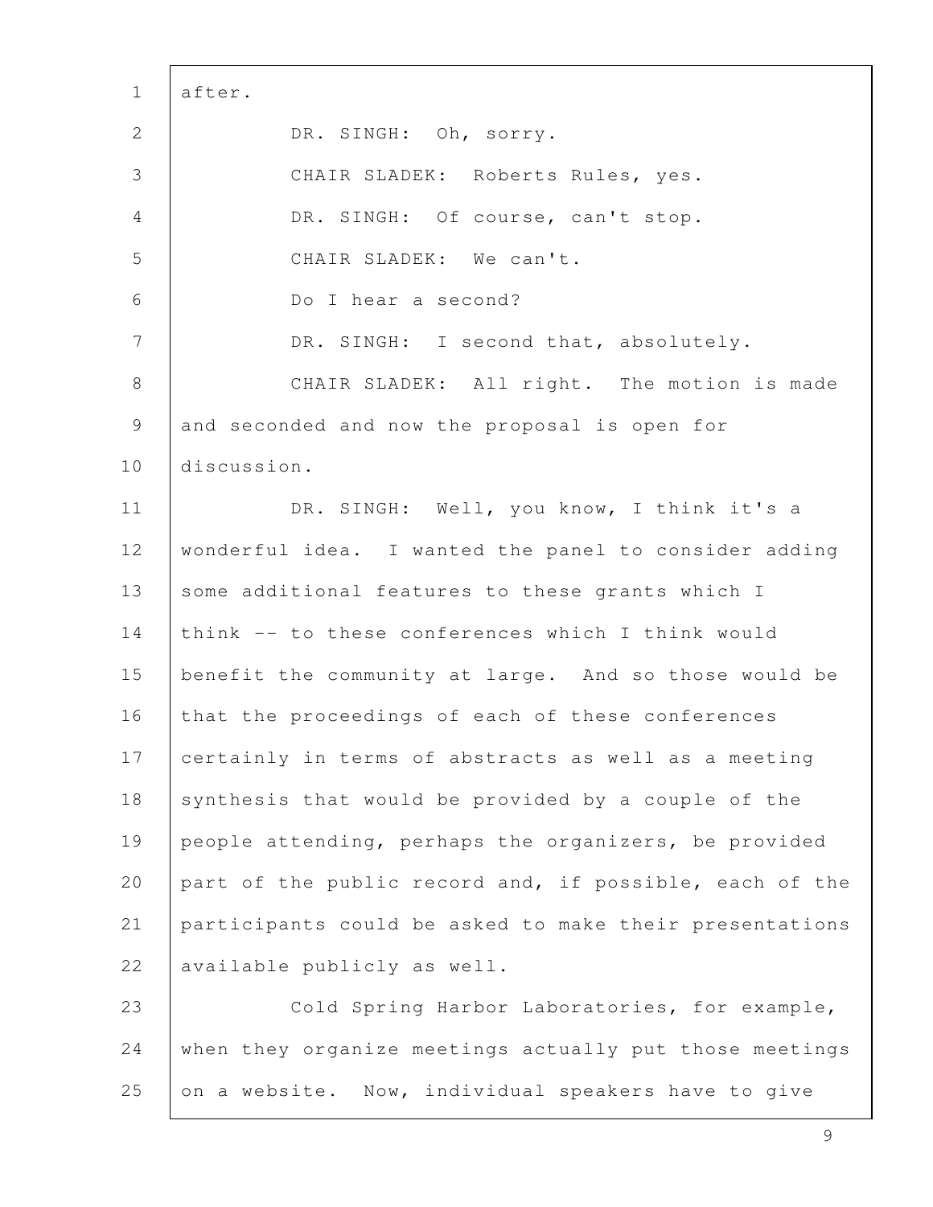after.

DR. SINGH: Oh, sorry.

CHAIR SLADEK: Roberts Rules, yes.

DR. SINGH: Of course, can't stop.

CHAIR SLADEK: We can't.

Do I hear a second?

DR. SINGH: I second that, absolutely.

CHAIR SLADEK: All right. The motion is made and seconded and now the proposal is open for discussion.

DR. SINGH: Well, you know, I think it's a wonderful idea. I wanted the panel to consider adding some additional features to these grants which I think -- to these conferences which I think would benefit the community at large. And so those would be that the proceedings of each of these conferences certainly in terms of abstracts as well as a meeting synthesis that would be provided by a couple of the people attending, perhaps the organizers, be provided part of the public record and, if possible, each of the participants could be asked to make their presentations available publicly as well.

Cold Spring Harbor Laboratories, for example, when they organize meetings actually put those meetings on a website. Now, individual speakers have to give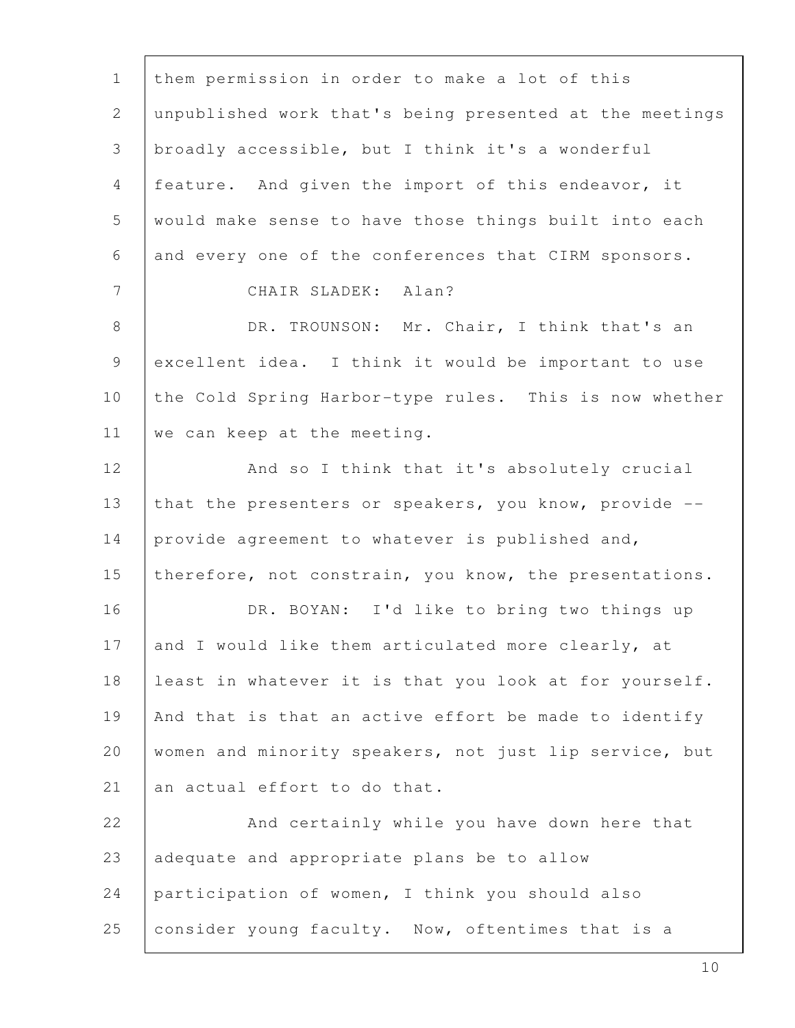them permission in order to make a lot of this unpublished work that's being presented at the meetings broadly accessible, but I think it's a wonderful feature. And given the import of this endeavor, it would make sense to have those things built into each and every one of the conferences that CIRM sponsors.

CHAIR SLADEK: Alan?

DR. TROUNSON: Mr. Chair, I think that's an excellent idea. I think it would be important to use the Cold Spring Harbor-type rules. This is now whether we can keep at the meeting.

And so I think that it's absolutely crucial that the presenters or speakers, you know, provide -- provide agreement to whatever is published and, therefore, not constrain, you know, the presentations.

DR. BOYAN: I'd like to bring two things up and I would like them articulated more clearly, at least in whatever it is that you look at for yourself. And that is that an active effort be made to identify women and minority speakers, not just lip service, but an actual effort to do that.

And certainly while you have down here that adequate and appropriate plans be to allow participation of women, I think you should also consider young faculty. Now, oftentimes that is a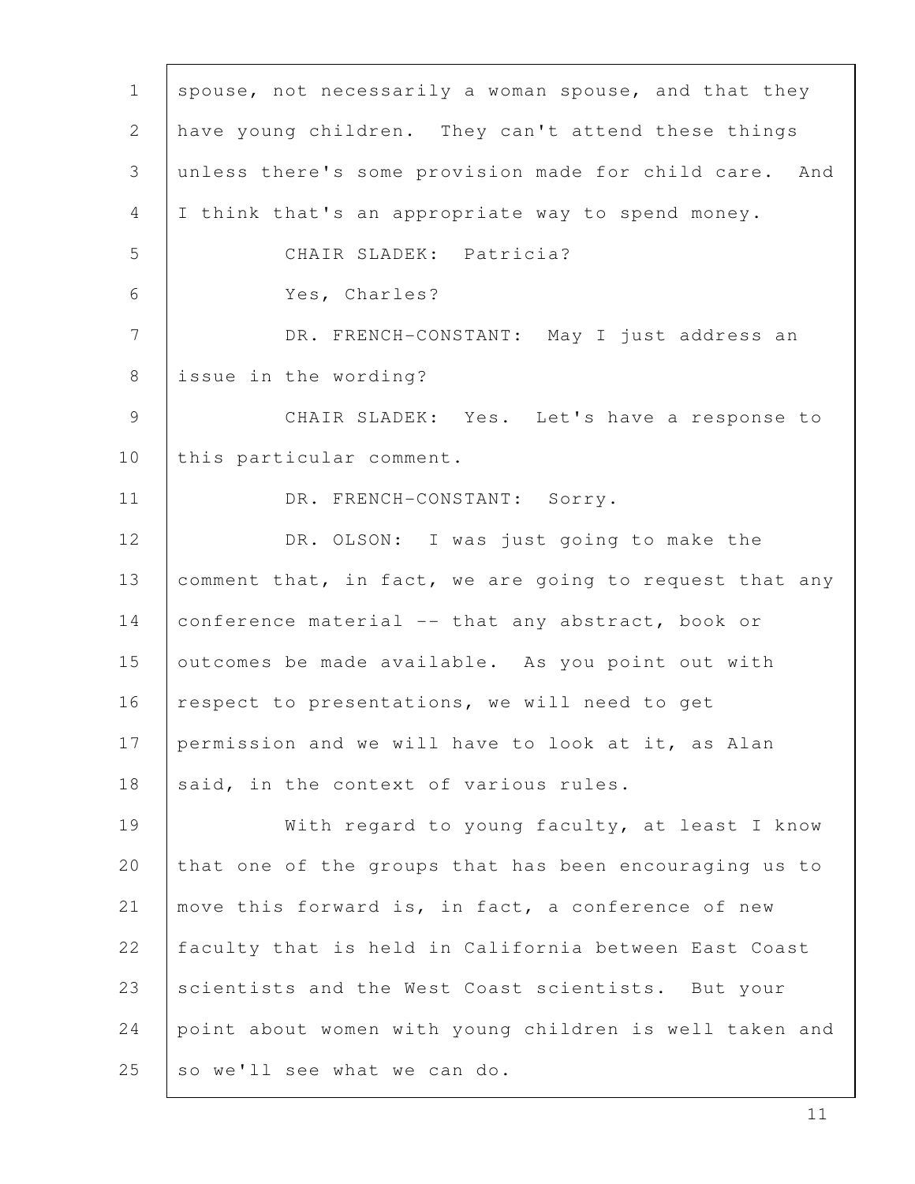spouse, not necessarily a woman spouse, and that they have young children. They can't attend these things unless there's some provision made for child care. And I think that's an appropriate way to spend money.

CHAIR SLADEK: Patricia?

Yes, Charles?

DR. FRENCH-CONSTANT: May I just address an issue in the wording?

CHAIR SLADEK: Yes. Let's have a response to this particular comment.

DR. FRENCH-CONSTANT: Sorry.

DR. OLSON: I was just going to make the comment that, in fact, we are going to request that any conference material -- that any abstract, book or outcomes be made available. As you point out with respect to presentations, we will need to get permission and we will have to look at it, as Alan said, in the context of various rules.

With regard to young faculty, at least I know that one of the groups that has been encouraging us to move this forward is, in fact, a conference of new faculty that is held in California between East Coast scientists and the West Coast scientists. But your point about women with young children is well taken and so we'll see what we can do.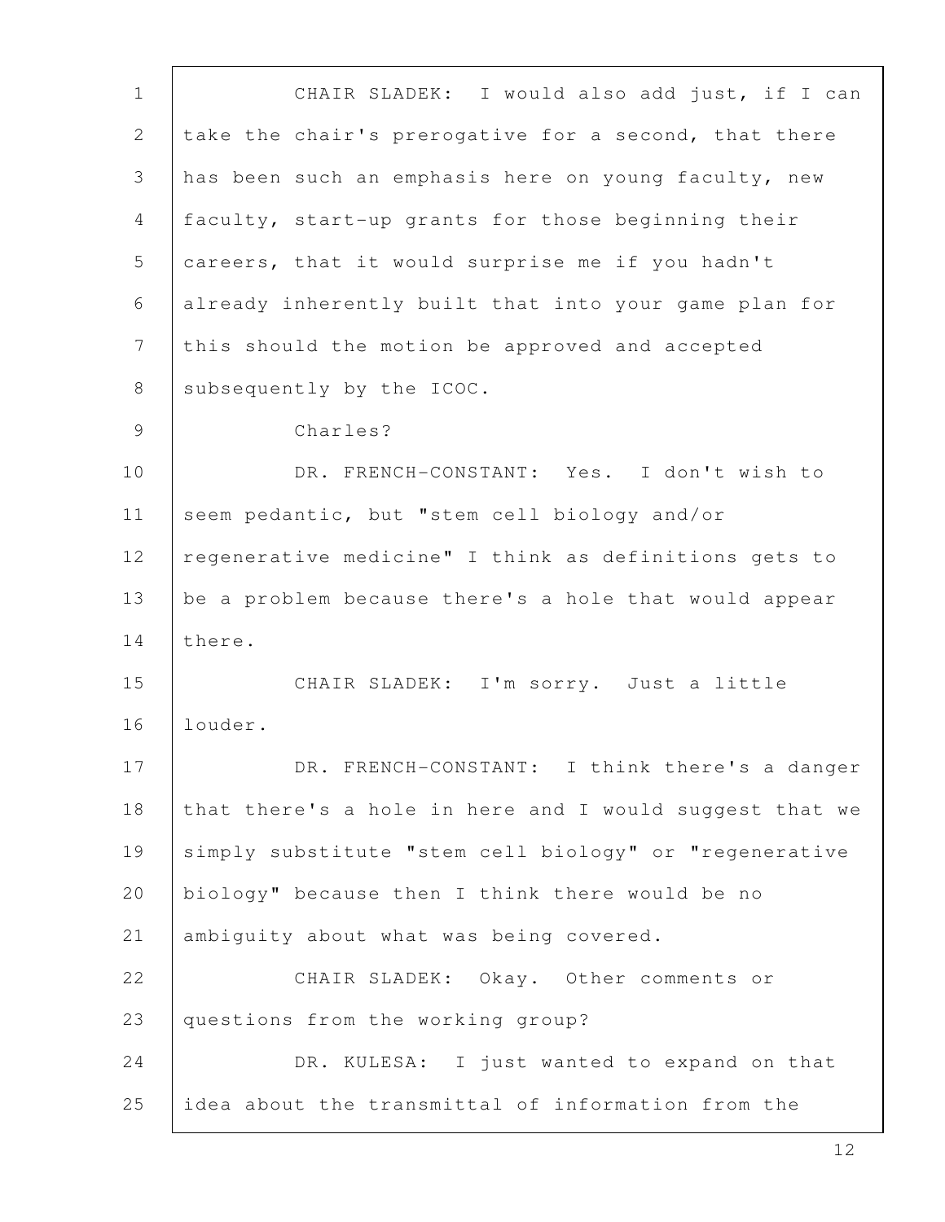CHAIR SLADEK: I would also add just, if I can take the chair's prerogative for a second, that there has been such an emphasis here on young faculty, new faculty, start-up grants for those beginning their careers, that it would surprise me if you hadn't already inherently built that into your game plan for this should the motion be approved and accepted subsequently by the ICOC.

Charles?

DR. FRENCH-CONSTANT: Yes. I don't wish to seem pedantic, but "stem cell biology and/or regenerative medicine" I think as definitions gets to be a problem because there's a hole that would appear there.

CHAIR SLADEK: I'm sorry. Just a little louder.

DR. FRENCH-CONSTANT: I think there's a danger that there's a hole in here and I would suggest that we simply substitute "stem cell biology" or "regenerative biology" because then I think there would be no ambiguity about what was being covered.

CHAIR SLADEK: Okay. Other comments or questions from the working group?

DR. KULESA: I just wanted to expand on that idea about the transmittal of information from the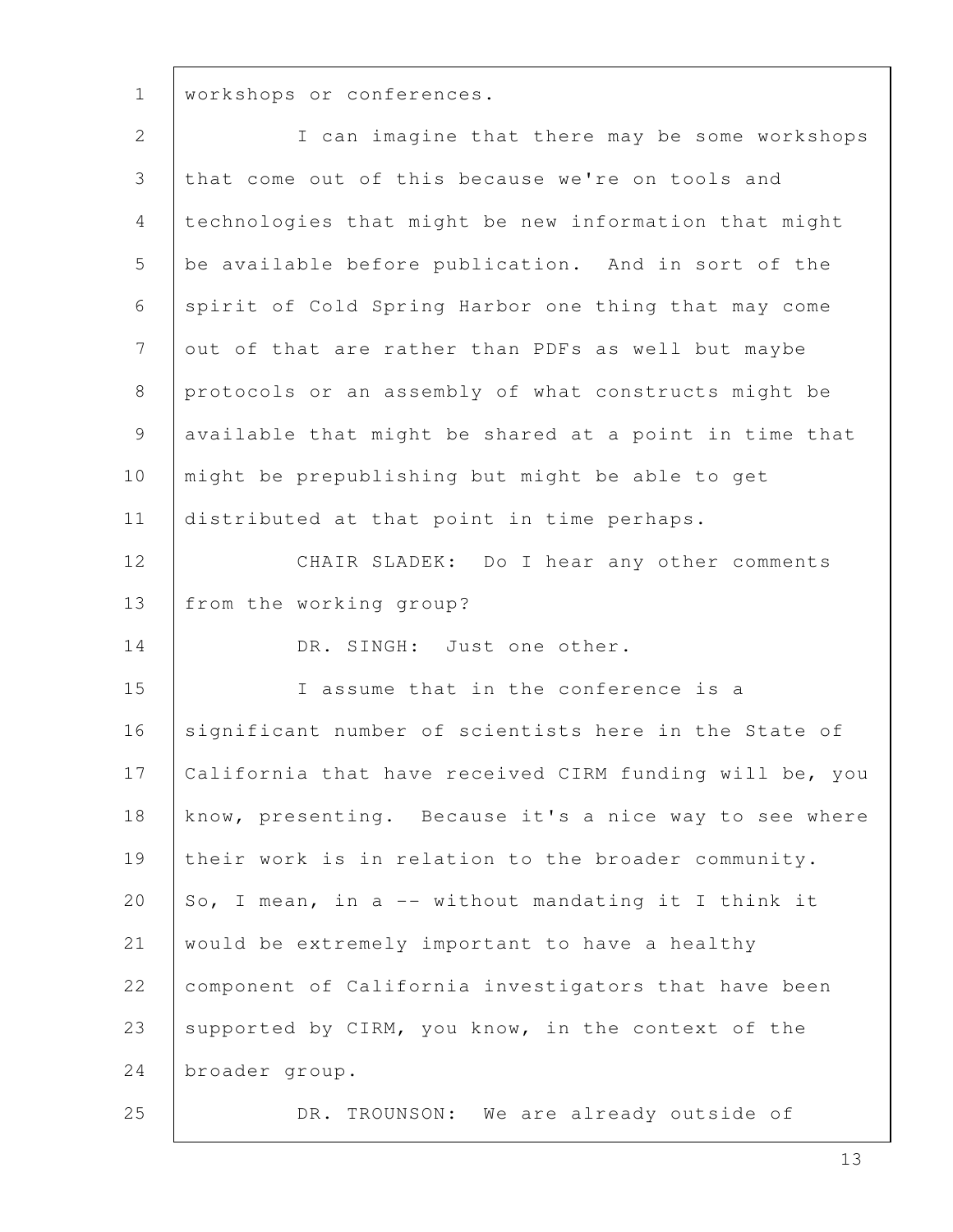workshops or conferences.

I can imagine that there may be some workshops that come out of this because we're on tools and technologies that might be new information that might be available before publication. And in sort of the spirit of Cold Spring Harbor one thing that may come out of that are rather than PDFs as well but maybe protocols or an assembly of what constructs might be available that might be shared at a point in time that might be prepublishing but might be able to get distributed at that point in time perhaps.

CHAIR SLADEK: Do I hear any other comments from the working group?

DR. SINGH: Just one other.

I assume that in the conference is a significant number of scientists here in the State of California that have received CIRM funding will be, you know, presenting. Because it's a nice way to see where their work is in relation to the broader community. So, I mean, in a -- without mandating it I think it would be extremely important to have a healthy component of California investigators that have been supported by CIRM, you know, in the context of the broader group.

DR. TROUNSON: We are already outside of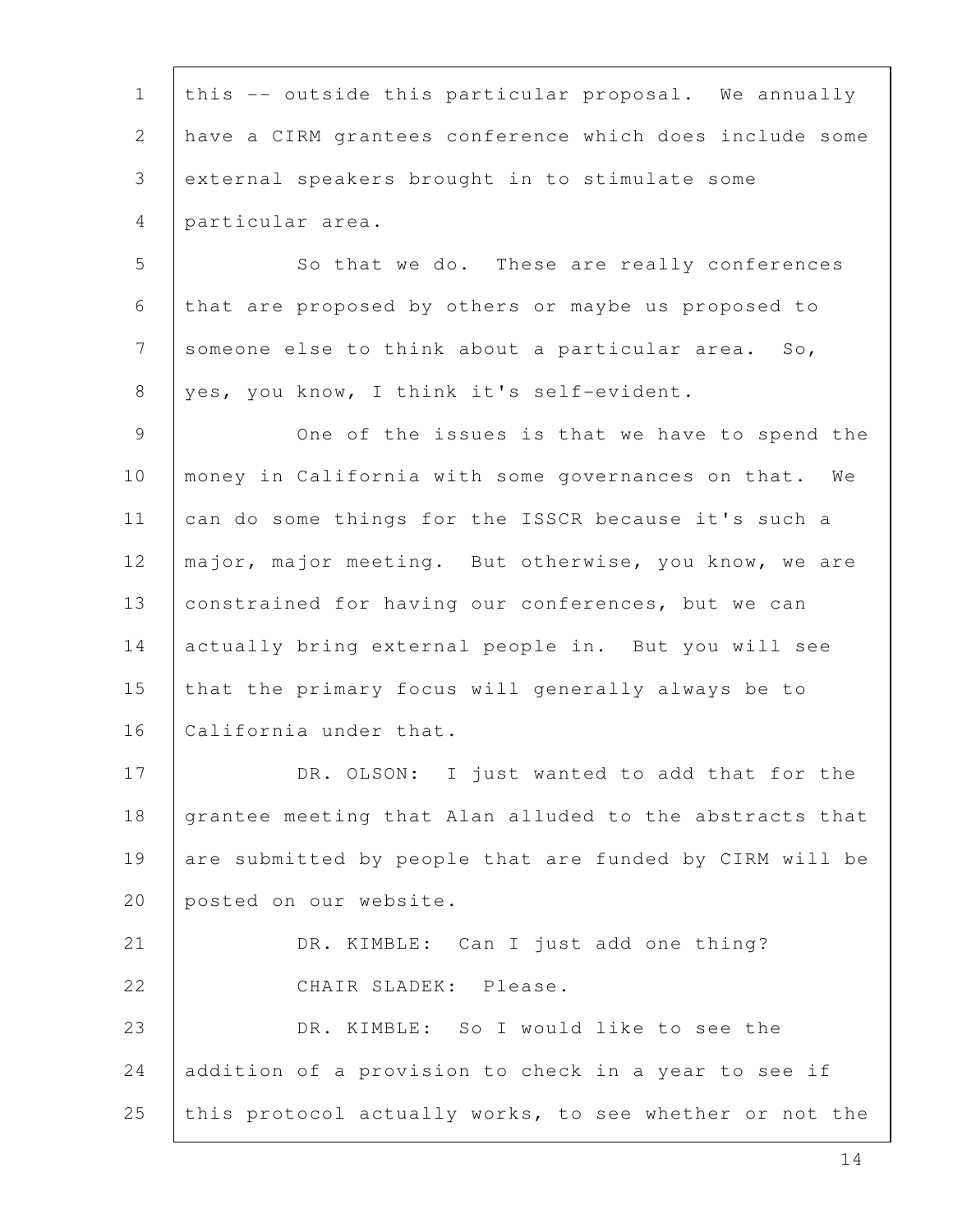this -- outside this particular proposal. We annually have a CIRM grantees conference which does include some external speakers brought in to stimulate some particular area.

So that we do. These are really conferences that are proposed by others or maybe us proposed to someone else to think about a particular area. So, yes, you know, I think it's self-evident.

One of the issues is that we have to spend the money in California with some governances on that. We can do some things for the ISSCR because it's such a major, major meeting. But otherwise, you know, we are constrained for having our conferences, but we can actually bring external people in. But you will see that the primary focus will generally always be to California under that.

DR. OLSON: I just wanted to add that for the grantee meeting that Alan alluded to the abstracts that are submitted by people that are funded by CIRM will be posted on our website.

DR. KIMBLE: Can I just add one thing?

CHAIR SLADEK: Please.

DR. KIMBLE: So I would like to see the addition of a provision to check in a year to see if this protocol actually works, to see whether or not the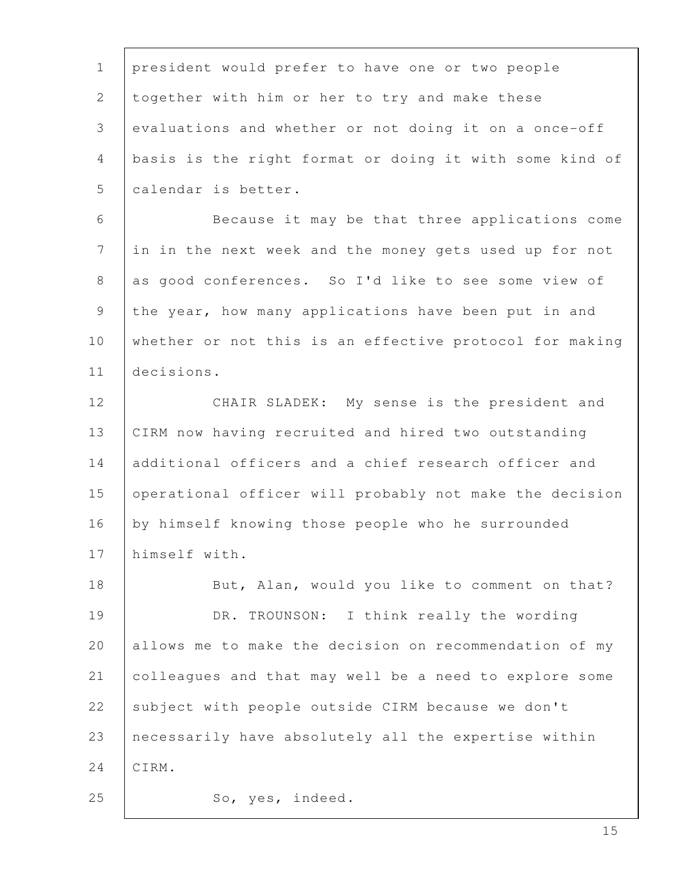president would prefer to have one or two people together with him or her to try and make these evaluations and whether or not doing it on a once-off basis is the right format or doing it with some kind of calendar is better.

Because it may be that three applications come in in the next week and the money gets used up for not as good conferences. So I'd like to see some view of the year, how many applications have been put in and whether or not this is an effective protocol for making decisions.

CHAIR SLADEK: My sense is the president and CIRM now having recruited and hired two outstanding additional officers and a chief research officer and operational officer will probably not make the decision by himself knowing those people who he surrounded himself with.

But, Alan, would you like to comment on that?

DR. TROUNSON: I think really the wording allows me to make the decision on recommendation of my colleagues and that may well be a need to explore some subject with people outside CIRM because we don't necessarily have absolutely all the expertise within CIRM.

So, yes, indeed.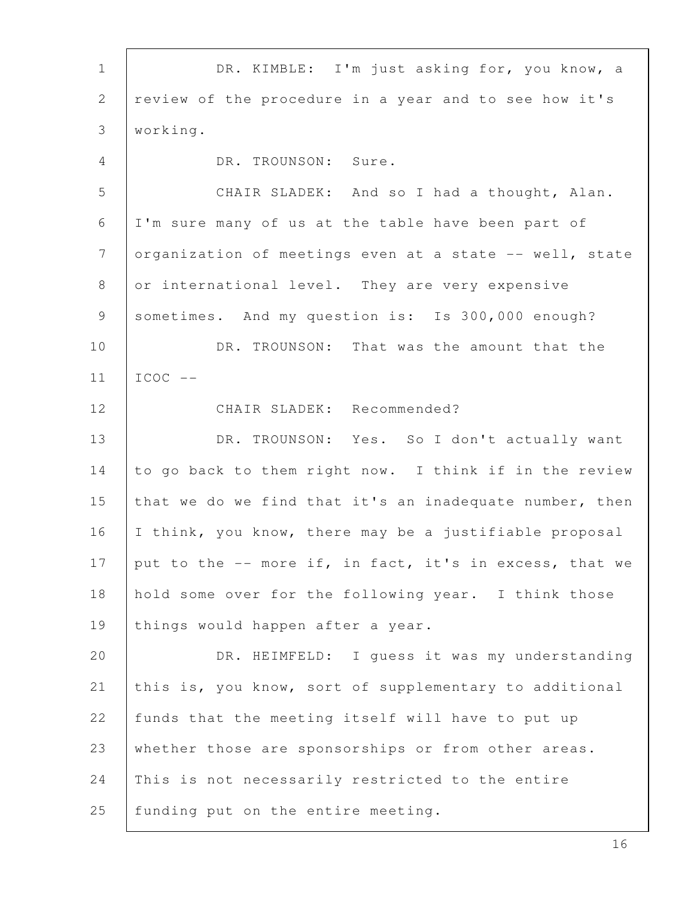DR. KIMBLE: I'm just asking for, you know, a review of the procedure in a year and to see how it's working.

DR. TROUNSON: Sure.

CHAIR SLADEK: And so I had a thought, Alan. I'm sure many of us at the table have been part of organization of meetings even at a state -- well, state or international level. They are very expensive sometimes. And my question is: Is 300,000 enough?

DR. TROUNSON: That was the amount that the ICOC --

CHAIR SLADEK: Recommended?

DR. TROUNSON: Yes. So I don't actually want to go back to them right now. I think if in the review that we do we find that it's an inadequate number, then I think, you know, there may be a justifiable proposal put to the -- more if, in fact, it's in excess, that we hold some over for the following year. I think those things would happen after a year.

DR. HEIMFELD: I guess it was my understanding this is, you know, sort of supplementary to additional funds that the meeting itself will have to put up whether those are sponsorships or from other areas. This is not necessarily restricted to the entire funding put on the entire meeting.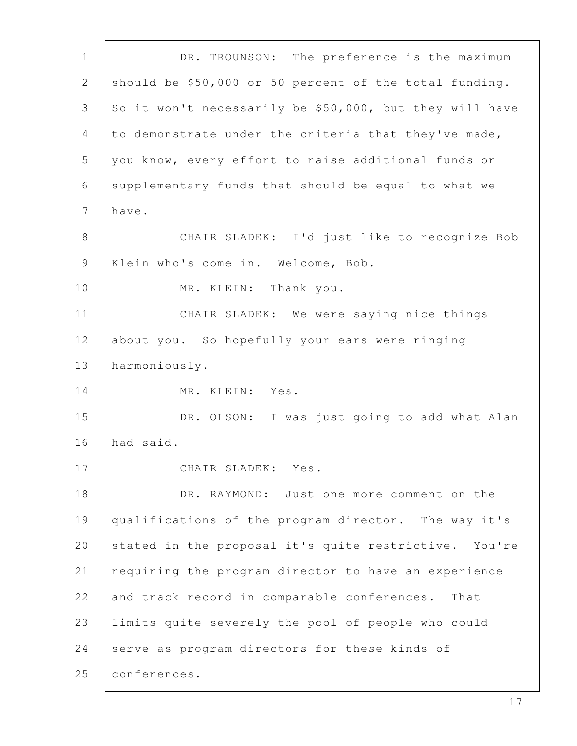DR. TROUNSON: The preference is the maximum should be $50,000 or 50 percent of the total funding. So it won't necessarily be $50,000, but they will have to demonstrate under the criteria that they've made, you know, every effort to raise additional funds or supplementary funds that should be equal to what we have.

CHAIR SLADEK: I'd just like to recognize Bob Klein who's come in. Welcome, Bob.

MR. KLEIN: Thank you.

CHAIR SLADEK: We were saying nice things about you. So hopefully your ears were ringing harmoniously.

MR. KLEIN: Yes.

DR. OLSON: I was just going to add what Alan had said.

CHAIR SLADEK: Yes.

DR. RAYMOND: Just one more comment on the qualifications of the program director. The way it's stated in the proposal it's quite restrictive. You're requiring the program director to have an experience and track record in comparable conferences. That limits quite severely the pool of people who could serve as program directors for these kinds of conferences.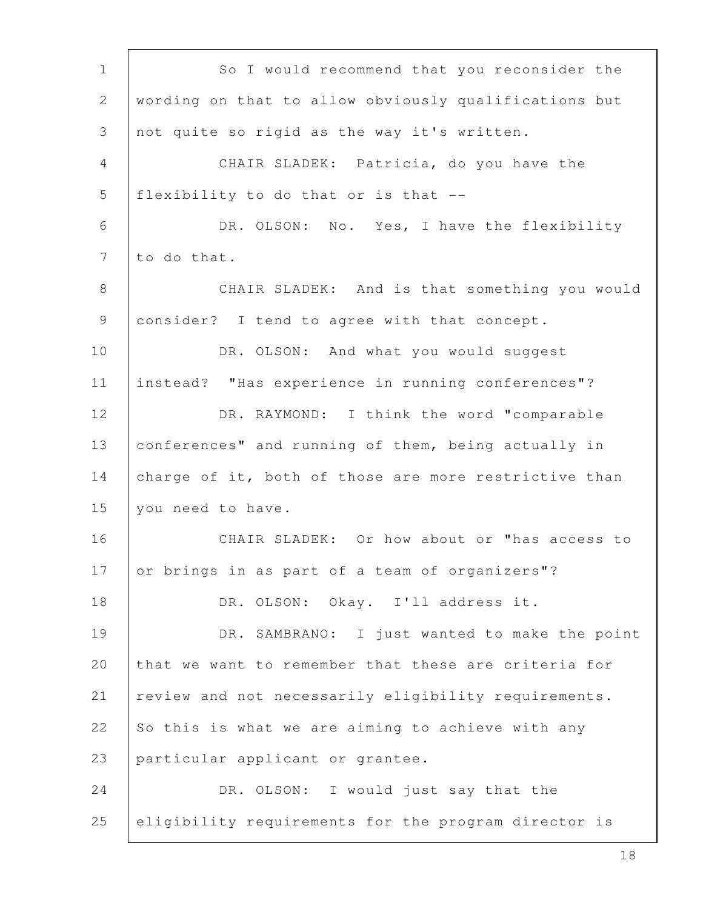So I would recommend that you reconsider the wording on that to allow obviously qualifications but not quite so rigid as the way it's written.

CHAIR SLADEK: Patricia, do you have the flexibility to do that or is that --

DR. OLSON: No. Yes, I have the flexibility to do that.

CHAIR SLADEK: And is that something you would consider? I tend to agree with that concept.

DR. OLSON: And what you would suggest instead? "Has experience in running conferences"?

DR. RAYMOND: I think the word "comparable conferences" and running of them, being actually in charge of it, both of those are more restrictive than you need to have.

CHAIR SLADEK: Or how about or "has access to or brings in as part of a team of organizers"?

DR. OLSON: Okay. I'll address it.

DR. SAMBRANO: I just wanted to make the point that we want to remember that these are criteria for review and not necessarily eligibility requirements. So this is what we are aiming to achieve with any particular applicant or grantee.

DR. OLSON: I would just say that the eligibility requirements for the program director is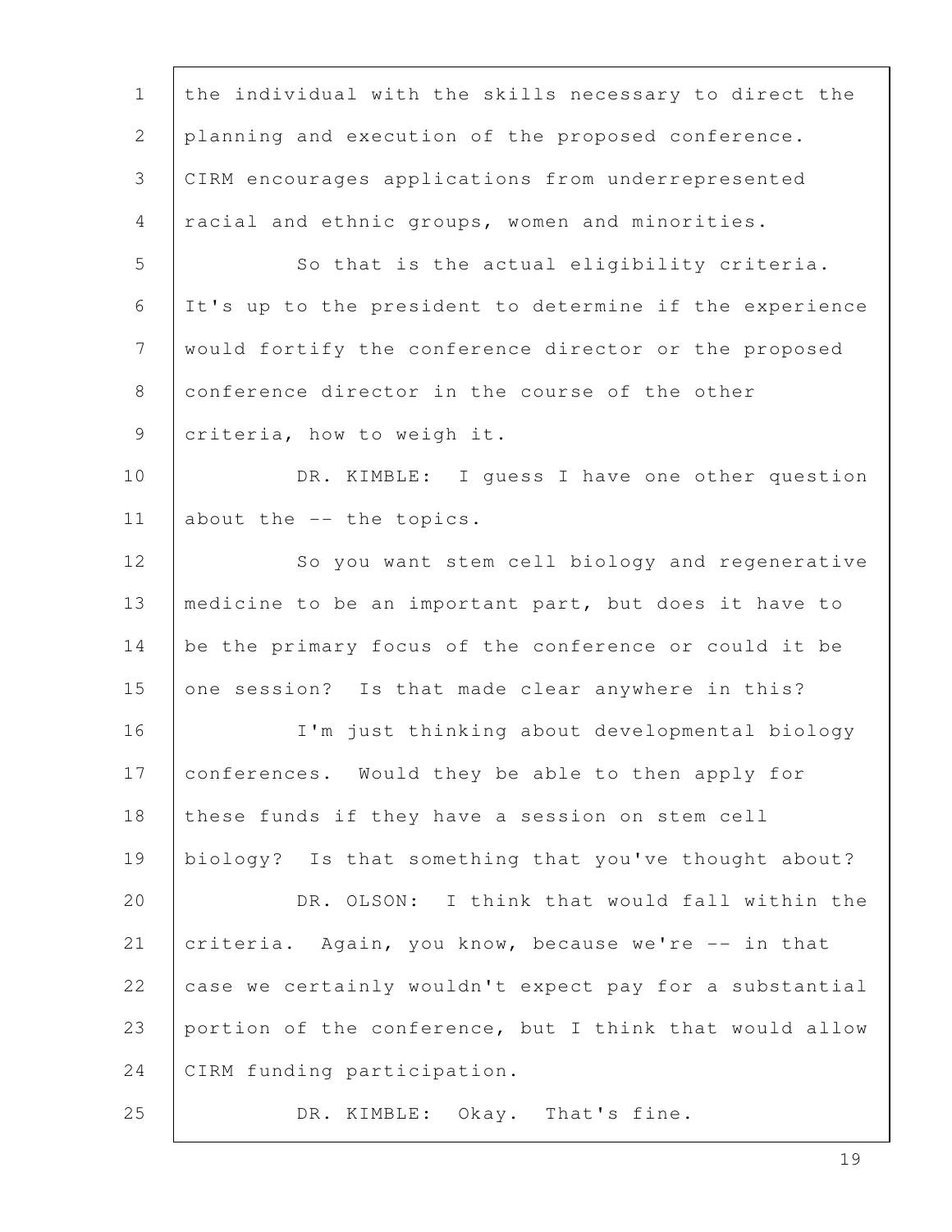the individual with the skills necessary to direct the planning and execution of the proposed conference. CIRM encourages applications from underrepresented racial and ethnic groups, women and minorities.

So that is the actual eligibility criteria. It's up to the president to determine if the experience would fortify the conference director or the proposed conference director in the course of the other criteria, how to weigh it.

DR. KIMBLE: I guess I have one other question about the -- the topics.

So you want stem cell biology and regenerative medicine to be an important part, but does it have to be the primary focus of the conference or could it be one session? Is that made clear anywhere in this?

I'm just thinking about developmental biology conferences. Would they be able to then apply for these funds if they have a session on stem cell biology? Is that something that you've thought about?

DR. OLSON: I think that would fall within the criteria. Again, you know, because we're -- in that case we certainly wouldn't expect pay for a substantial portion of the conference, but I think that would allow CIRM funding participation.

DR. KIMBLE: Okay. That's fine.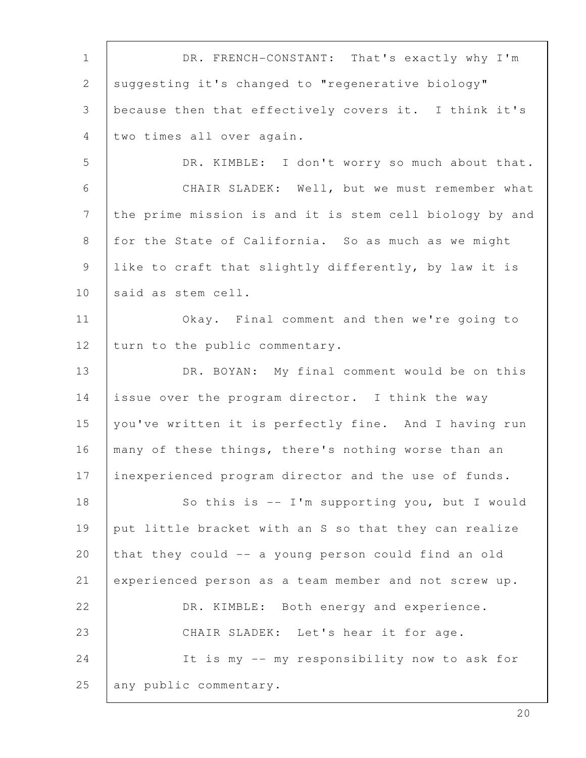DR. FRENCH-CONSTANT: That's exactly why I'm suggesting it's changed to "regenerative biology" because then that effectively covers it. I think it's two times all over again.

DR. KIMBLE: I don't worry so much about that.

CHAIR SLADEK: Well, but we must remember what the prime mission is and it is stem cell biology by and for the State of California. So as much as we might like to craft that slightly differently, by law it is said as stem cell.

Okay. Final comment and then we're going to turn to the public commentary.

DR. BOYAN: My final comment would be on this issue over the program director. I think the way you've written it is perfectly fine. And I having run many of these things, there's nothing worse than an inexperienced program director and the use of funds.

So this is -- I'm supporting you, but I would put little bracket with an S so that they can realize that they could -- a young person could find an old experienced person as a team member and not screw up.

DR. KIMBLE: Both energy and experience.

CHAIR SLADEK: Let's hear it for age.

It is my -- my responsibility now to ask for any public commentary.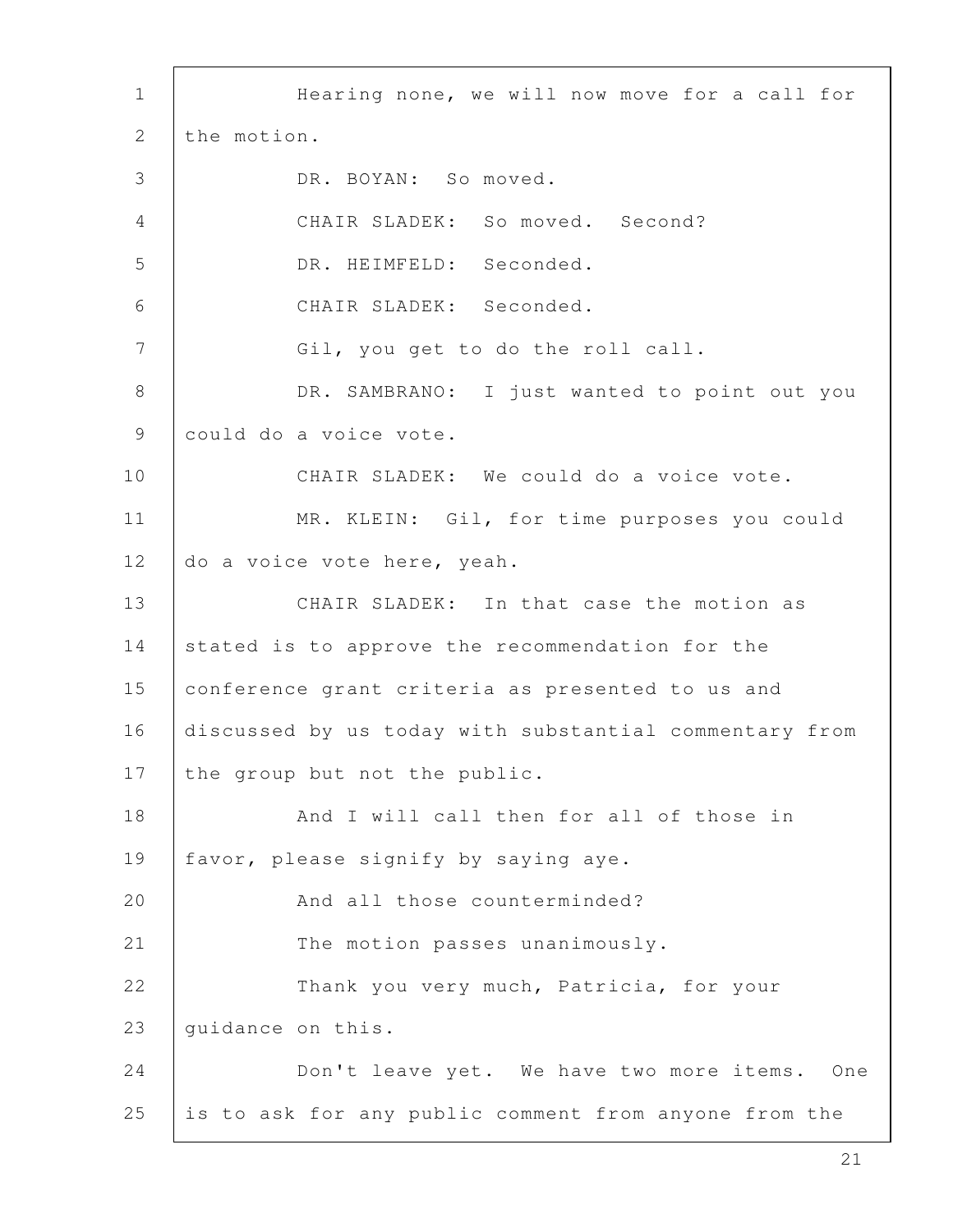Hearing none, we will now move for a call for the motion.

DR. BOYAN: So moved.

CHAIR SLADEK: So moved. Second?

DR. HEIMFELD: Seconded.

CHAIR SLADEK: Seconded.

Gil, you get to do the roll call.

DR. SAMBRANO: I just wanted to point out you could do a voice vote.

CHAIR SLADEK: We could do a voice vote.

MR. KLEIN: Gil, for time purposes you could do a voice vote here, yeah.

CHAIR SLADEK: In that case the motion as stated is to approve the recommendation for the conference grant criteria as presented to us and discussed by us today with substantial commentary from the group but not the public.

And I will call then for all of those in favor, please signify by saying aye.

And all those counterminded?

The motion passes unanimously.

Thank you very much, Patricia, for your guidance on this.

Don't leave yet. We have two more items. One is to ask for any public comment from anyone from the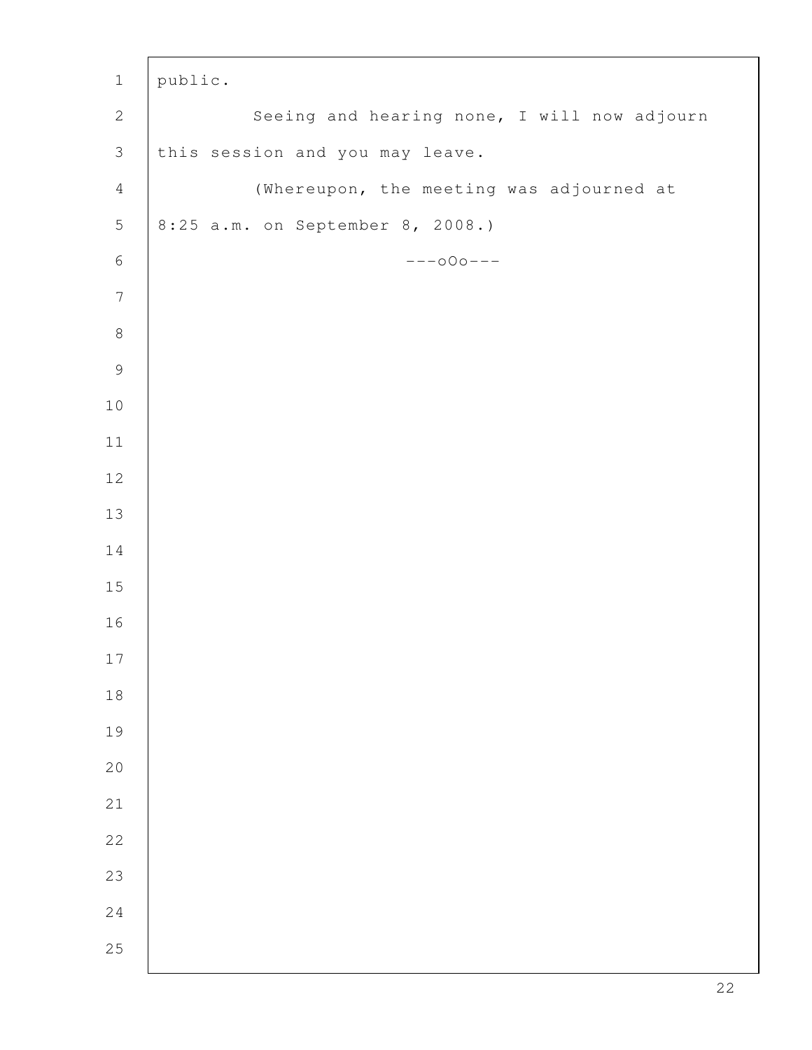public.

Seeing and hearing none, I will now adjourn this session and you may leave.

(Whereupon, the meeting was adjourned at 8:25 a.m. on September 8, 2008.)

---oOo---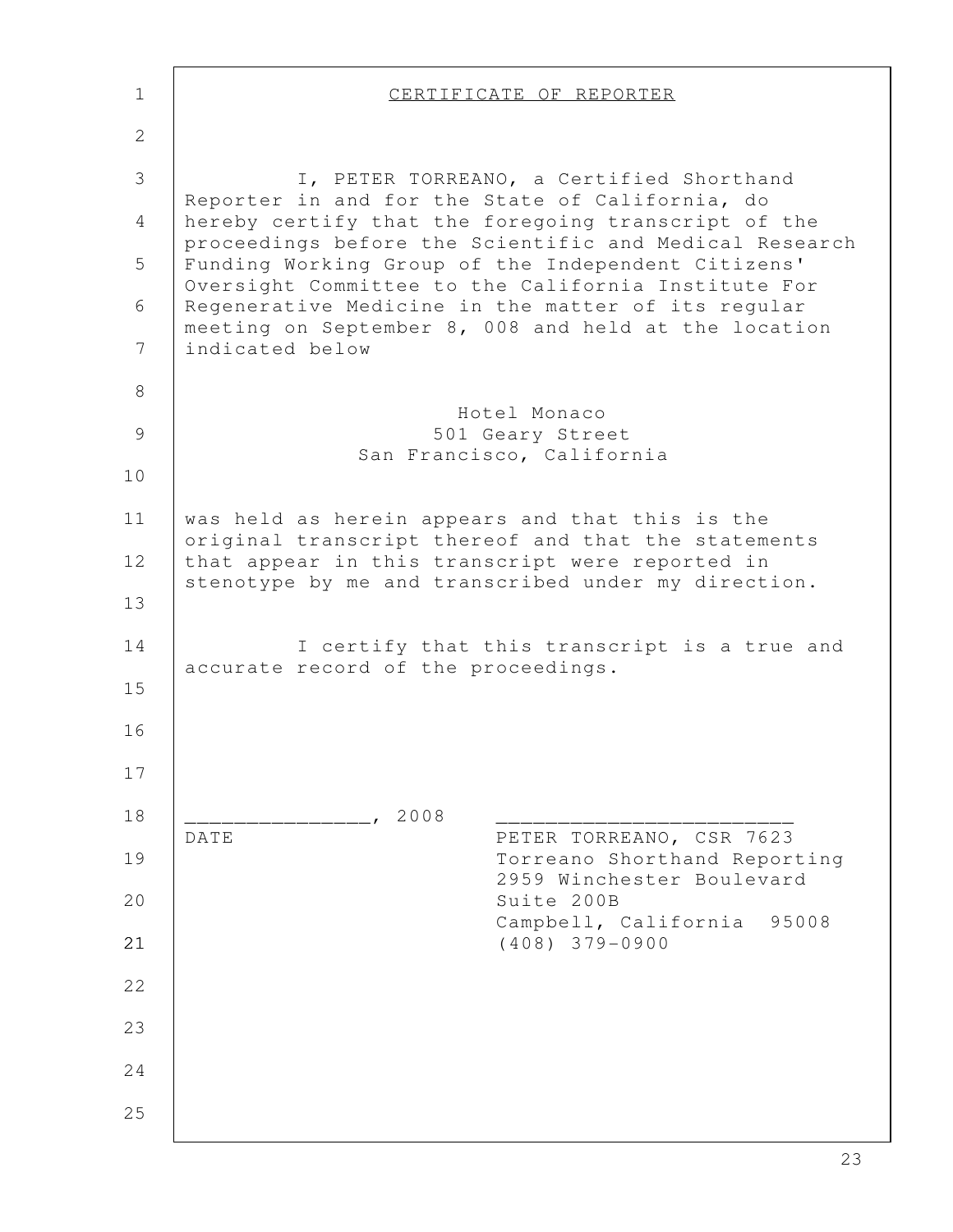CERTIFICATE OF REPORTER

I, PETER TORREANO, a Certified Shorthand Reporter in and for the State of California, do hereby certify that the foregoing transcript of the proceedings before the Scientific and Medical Research Funding Working Group of the Independent Citizens' Oversight Committee to the California Institute For Regenerative Medicine in the matter of its regular meeting on September 8, 008 and held at the location indicated below

Hotel Monaco
501 Geary Street
San Francisco, California

was held as herein appears and that this is the original transcript thereof and that the statements that appear in this transcript were reported in stenotype by me and transcribed under my direction.

I certify that this transcript is a true and accurate record of the proceedings.

_______________, 2008
DATE

________________________
PETER TORREANO, CSR 7623
Torreano Shorthand Reporting
2959 Winchester Boulevard
Suite 200B
Campbell, California 95008
(408) 379-0900